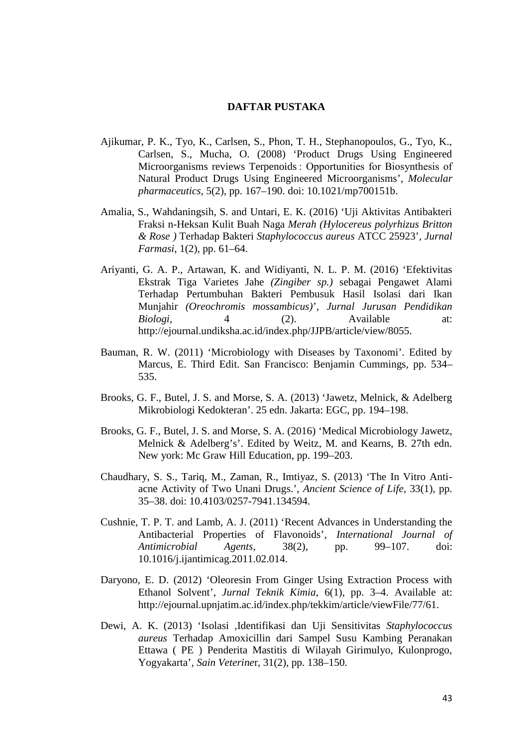# DAFTAR PUSTAKA

Ajikumar, P. K., Tyo, K., Carlsen, S., Phon, T. H., Stephanopoulos, G., Tyo, K., Carlsen, S., Mucha, O. (2008) 'Product Drugs Using Engineered Microorganisms reviews Terpenoids : Opportunities for Biosynthesis of Natural Product Drugs Using Engineered Microorganisms', *Molecular pharmaceutics*, 5(2), pp. 167–190. doi: 10.1021/mp700151b.

Amalia, S., Wahdaningsih, S. and Untari, E. K. (2016) 'Uji Aktivitas Antibakteri Fraksi n-Heksan Kulit Buah Naga *Merah (Hylocereus polyrhizus Britton & Rose )* Terhadap Bakteri *Staphylococcus aureus* ATCC 25923', *Jurnal Farmasi*, 1(2), pp. 61–64.

Ariyanti, G. A. P., Artawan, K. and Widiyanti, N. L. P. M. (2016) 'Efektivitas Ekstrak Tiga Varietes Jahe *(Zingiber sp.)* sebagai Pengawet Alami Terhadap Pertumbuhan Bakteri Pembusuk Hasil Isolasi dari Ikan Munjahir *(Oreochromis mossambicus)*', *Jurnal Jurusan Pendidikan Biologi*, 4 (2). Available at: http://ejournal.undiksha.ac.id/index.php/JJPB/article/view/8055.

Bauman, R. W. (2011) 'Microbiology with Diseases by Taxonomi'. Edited by Marcus, E. Third Edit. San Francisco: Benjamin Cummings, pp. 534–535.

Brooks, G. F., Butel, J. S. and Morse, S. A. (2013) 'Jawetz, Melnick, & Adelberg Mikrobiologi Kedokteran'. 25 edn. Jakarta: EGC, pp. 194–198.

Brooks, G. F., Butel, J. S. and Morse, S. A. (2016) 'Medical Microbiology Jawetz, Melnick & Adelberg's'. Edited by Weitz, M. and Kearns, B. 27th edn. New york: Mc Graw Hill Education, pp. 199–203.

Chaudhary, S. S., Tariq, M., Zaman, R., Imtiyaz, S. (2013) 'The In Vitro Anti-acne Activity of Two Unani Drugs.', *Ancient Science of Life*, 33(1), pp. 35–38. doi: 10.4103/0257-7941.134594.

Cushnie, T. P. T. and Lamb, A. J. (2011) 'Recent Advances in Understanding the Antibacterial Properties of Flavonoids', *International Journal of Antimicrobial Agents*, 38(2), pp. 99–107. doi: 10.1016/j.ijantimicag.2011.02.014.

Daryono, E. D. (2012) 'Oleoresin From Ginger Using Extraction Process with Ethanol Solvent', *Jurnal Teknik Kimia*, 6(1), pp. 3–4. Available at: http://ejournal.upnjatim.ac.id/index.php/tekkim/article/viewFile/77/61.

Dewi, A. K. (2013) 'Isolasi ,Identifikasi dan Uji Sensitivitas *Staphylococcus aureus* Terhadap Amoxicillin dari Sampel Susu Kambing Peranakan Ettawa ( PE ) Penderita Mastitis di Wilayah Girimulyo, Kulonprogo, Yogyakarta', *Sain Veteriner*, 31(2), pp. 138–150.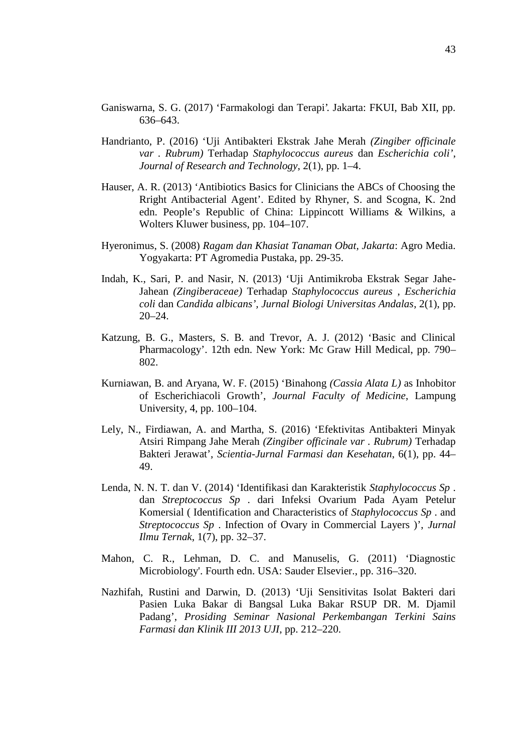Ganiswarna, S. G. (2017) 'Farmakologi dan Terapi'. Jakarta: FKUI, Bab XII, pp. 636–643.

Handrianto, P. (2016) 'Uji Antibakteri Ekstrak Jahe Merah *(Zingiber officinale var . Rubrum)* Terhadap *Staphylococcus aureus* dan *Escherichia coli'*, *Journal of Research and Technology*, 2(1), pp. 1–4.

Hauser, A. R. (2013) 'Antibiotics Basics for Clinicians the ABCs of Choosing the Rright Antibacterial Agent'. Edited by Rhyner, S. and Scogna, K. 2nd edn. People's Republic of China: Lippincott Williams & Wilkins, a Wolters Kluwer business, pp. 104–107.

Hyeronimus, S. (2008) *Ragam dan Khasiat Tanaman Obat, Jakarta*: Agro Media. Yogyakarta: PT Agromedia Pustaka, pp. 29-35.

Indah, K., Sari, P. and Nasir, N. (2013) 'Uji Antimikroba Ekstrak Segar Jahe-Jahean *(Zingiberaceae)* Terhadap *Staphylococcus aureus* , *Escherichia coli* dan *Candida albicans'*, *Jurnal Biologi Universitas Andalas*, 2(1), pp. 20–24.

Katzung, B. G., Masters, S. B. and Trevor, A. J. (2012) 'Basic and Clinical Pharmacology'. 12th edn. New York: Mc Graw Hill Medical, pp. 790–802.

Kurniawan, B. and Aryana, W. F. (2015) 'Binahong *(Cassia Alata L)* as Inhobitor of Escherichiacoli Growth', *Journal Faculty of Medicine*, Lampung University, 4, pp. 100–104.

Lely, N., Firdiawan, A. and Martha, S. (2016) 'Efektivitas Antibakteri Minyak Atsiri Rimpang Jahe Merah *(Zingiber officinale var . Rubrum)* Terhadap Bakteri Jerawat', *Scientia-Jurnal Farmasi dan Kesehatan*, 6(1), pp. 44–49.

Lenda, N. N. T. dan V. (2014) 'Identifikasi dan Karakteristik *Staphylococcus Sp* . dan *Streptococcus Sp* . dari Infeksi Ovarium Pada Ayam Petelur Komersial ( Identification and Characteristics of *Staphylococcus Sp* . and *Streptococcus Sp* . Infection of Ovary in Commercial Layers )', *Jurnal Ilmu Ternak*, 1(7), pp. 32–37.

Mahon, C. R., Lehman, D. C. and Manuselis, G. (2011) 'Diagnostic Microbiology'. Fourth edn. USA: Sauder Elsevier., pp. 316–320.

Nazhifah, Rustini and Darwin, D. (2013) 'Uji Sensitivitas Isolat Bakteri dari Pasien Luka Bakar di Bangsal Luka Bakar RSUP DR. M. Djamil Padang', *Prosiding Seminar Nasional Perkembangan Terkini Sains Farmasi dan Klinik III 2013 UJI*, pp. 212–220.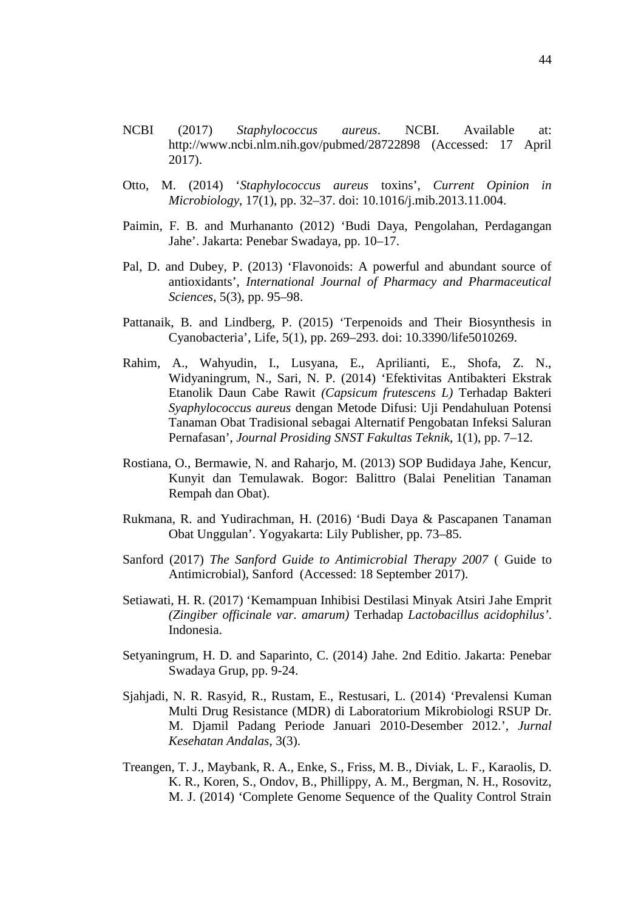NCBI (2017) *Staphylococcus aureus*. NCBI. Available at: http://www.ncbi.nlm.nih.gov/pubmed/28722898 (Accessed: 17 April 2017).

Otto, M. (2014) '*Staphylococcus aureus* toxins', *Current Opinion in Microbiology*, 17(1), pp. 32–37. doi: 10.1016/j.mib.2013.11.004.

Paimin, F. B. and Murhananto (2012) 'Budi Daya, Pengolahan, Perdagangan Jahe'. Jakarta: Penebar Swadaya, pp. 10–17.

Pal, D. and Dubey, P. (2013) 'Flavonoids: A powerful and abundant source of antioxidants', *International Journal of Pharmacy and Pharmaceutical Sciences*, 5(3), pp. 95–98.

Pattanaik, B. and Lindberg, P. (2015) 'Terpenoids and Their Biosynthesis in Cyanobacteria', Life, 5(1), pp. 269–293. doi: 10.3390/life5010269.

Rahim, A., Wahyudin, I., Lusyana, E., Aprilianti, E., Shofa, Z. N., Widyaningrum, N., Sari, N. P. (2014) 'Efektivitas Antibakteri Ekstrak Etanolik Daun Cabe Rawit *(Capsicum frutescens L)* Terhadap Bakteri *Syaphylococcus aureus* dengan Metode Difusi: Uji Pendahuluan Potensi Tanaman Obat Tradisional sebagai Alternatif Pengobatan Infeksi Saluran Pernafasan', *Journal Prosiding SNST Fakultas Teknik*, 1(1), pp. 7–12.

Rostiana, O., Bermawie, N. and Raharjo, M. (2013) SOP Budidaya Jahe, Kencur, Kunyit dan Temulawak. Bogor: Balittro (Balai Penelitian Tanaman Rempah dan Obat).

Rukmana, R. and Yudirachman, H. (2016) 'Budi Daya & Pascapanen Tanaman Obat Unggulan'. Yogyakarta: Lily Publisher, pp. 73–85.

Sanford (2017) *The Sanford Guide to Antimicrobial Therapy 2007* ( Guide to Antimicrobial), Sanford (Accessed: 18 September 2017).

Setiawati, H. R. (2017) 'Kemampuan Inhibisi Destilasi Minyak Atsiri Jahe Emprit *(Zingiber officinale var. amarum)* Terhadap *Lactobacillus acidophilus*'. Indonesia.

Setyaningrum, H. D. and Saparinto, C. (2014) Jahe. 2nd Editio. Jakarta: Penebar Swadaya Grup, pp. 9-24.

Sjahjadi, N. R. Rasyid, R., Rustam, E., Restusari, L. (2014) 'Prevalensi Kuman Multi Drug Resistance (MDR) di Laboratorium Mikrobiologi RSUP Dr. M. Djamil Padang Periode Januari 2010-Desember 2012.', *Jurnal Kesehatan Andalas*, 3(3).

Treangen, T. J., Maybank, R. A., Enke, S., Friss, M. B., Diviak, L. F., Karaolis, D. K. R., Koren, S., Ondov, B., Phillippy, A. M., Bergman, N. H., Rosovitz, M. J. (2014) 'Complete Genome Sequence of the Quality Control Strain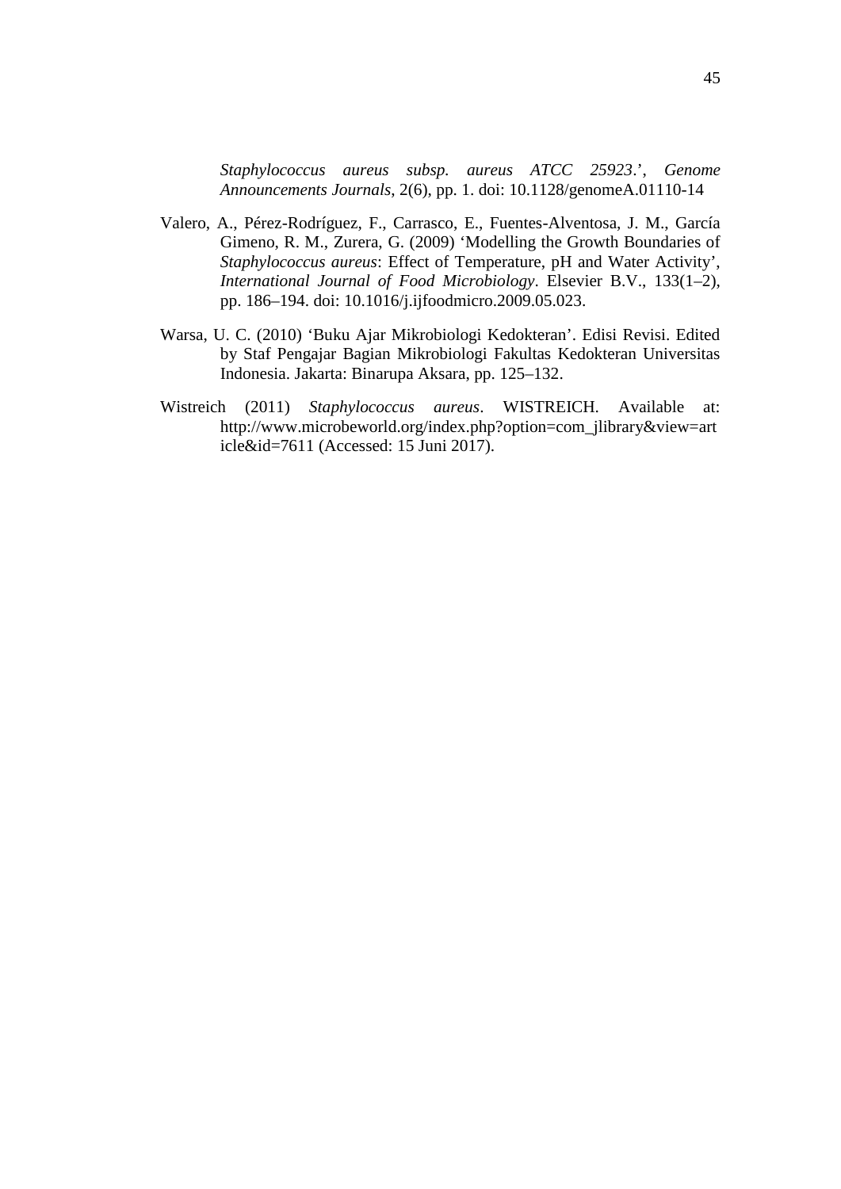*Staphylococcus aureus subsp. aureus ATCC 25923*.', *Genome Announcements Journals*, 2(6), pp. 1. doi: 10.1128/genomeA.01110-14

Valero, A., Pérez-Rodríguez, F., Carrasco, E., Fuentes-Alventosa, J. M., García Gimeno, R. M., Zurera, G. (2009) 'Modelling the Growth Boundaries of *Staphylococcus aureus*: Effect of Temperature, pH and Water Activity', *International Journal of Food Microbiology*. Elsevier B.V., 133(1–2), pp. 186–194. doi: 10.1016/j.ijfoodmicro.2009.05.023.

Warsa, U. C. (2010) 'Buku Ajar Mikrobiologi Kedokteran'. Edisi Revisi. Edited by Staf Pengajar Bagian Mikrobiologi Fakultas Kedokteran Universitas Indonesia. Jakarta: Binarupa Aksara, pp. 125–132.

Wistreich (2011) *Staphylococcus aureus*. WISTREICH. Available at: http://www.microbeworld.org/index.php?option=com_jlibrary&view=article&id=7611 (Accessed: 15 Juni 2017).